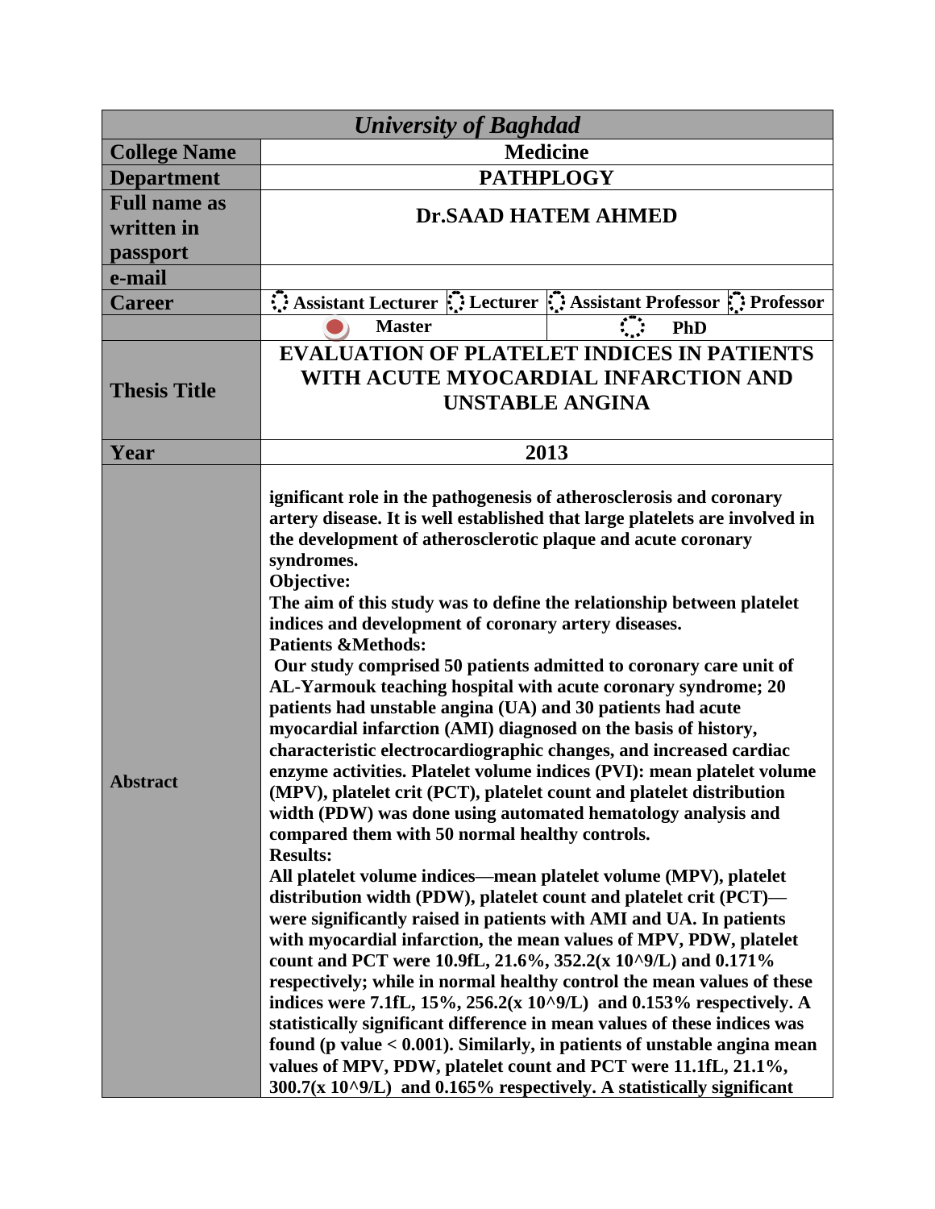| *University of Baghdad* | | | | |
|---|---|---|---|---|
| **College Name** | **Medicine** | | | |
| **Department** | **PATHPLOGY** | | | |
| **Full name as written in passport** | **Dr.SAAD HATEM AHMED** | | | |
| **e-mail** | | | | |
| **Career** | **Assistant Lecturer** | **Lecturer** | **Assistant Professor** | **Professor** |
| | **Master** (selected) | | **PhD** | |
| **Thesis Title** | **EVALUATION OF PLATELET INDICES IN PATIENTS WITH ACUTE MYOCARDIAL INFARCTION AND UNSTABLE ANGINA** | | | |
| **Year** | **2013** | | | |
| **Abstract** | **ignificant role in the pathogenesis of atherosclerosis and coronary artery disease. It is well established that large platelets are involved in the development of atherosclerotic plaque and acute coronary syndromes.** <br> **Objective:** <br> **The aim of this study was to define the relationship between platelet indices and development of coronary artery diseases.** <br> **Patients &Methods:** <br> **Our study comprised 50 patients admitted to coronary care unit of AL-Yarmouk teaching hospital with acute coronary syndrome; 20 patients had unstable angina (UA) and 30 patients had acute myocardial infarction (AMI) diagnosed on the basis of history, characteristic electrocardiographic changes, and increased cardiac enzyme activities. Platelet volume indices (PVI): mean platelet volume (MPV), platelet crit (PCT), platelet count and platelet distribution width (PDW) was done using automated hematology analysis and compared them with 50 normal healthy controls.** <br> **Results:** <br> **All platelet volume indices—mean platelet volume (MPV), platelet distribution width (PDW), platelet count and platelet crit (PCT)—were significantly raised in patients with AMI and UA. In patients with myocardial infarction, the mean values of MPV, PDW, platelet count and PCT were 10.9fL, 21.6%, 352.2(x 10^9/L) and 0.171% respectively; while in normal healthy control the mean values of these indices were 7.1fL, 15%, 256.2(x 10^9/L) and 0.153% respectively. A statistically significant difference in mean values of these indices was found (p value < 0.001). Similarly, in patients of unstable angina mean values of MPV, PDW, platelet count and PCT were 11.1fL, 21.1%, 300.7(x 10^9/L) and 0.165% respectively. A statistically significant** | | | |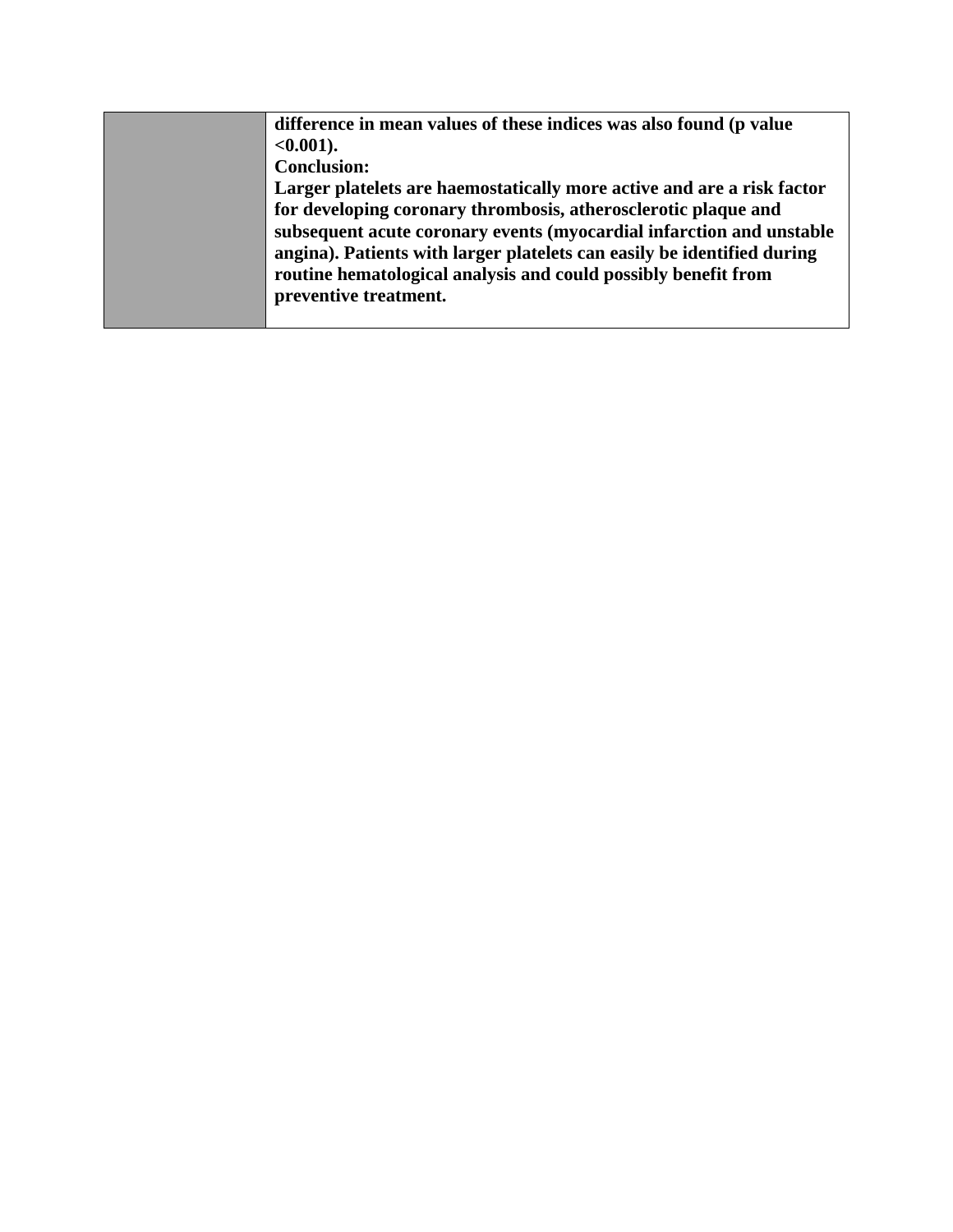| | |
|---|---|
| | **difference in mean values of these indices was also found (p value <0.001).**<br>**Conclusion:**<br>**Larger platelets are haemostatically more active and are a risk factor for developing coronary thrombosis, atherosclerotic plaque and subsequent acute coronary events (myocardial infarction and unstable angina). Patients with larger platelets can easily be identified during routine hematological analysis and could possibly benefit from preventive treatment.** |